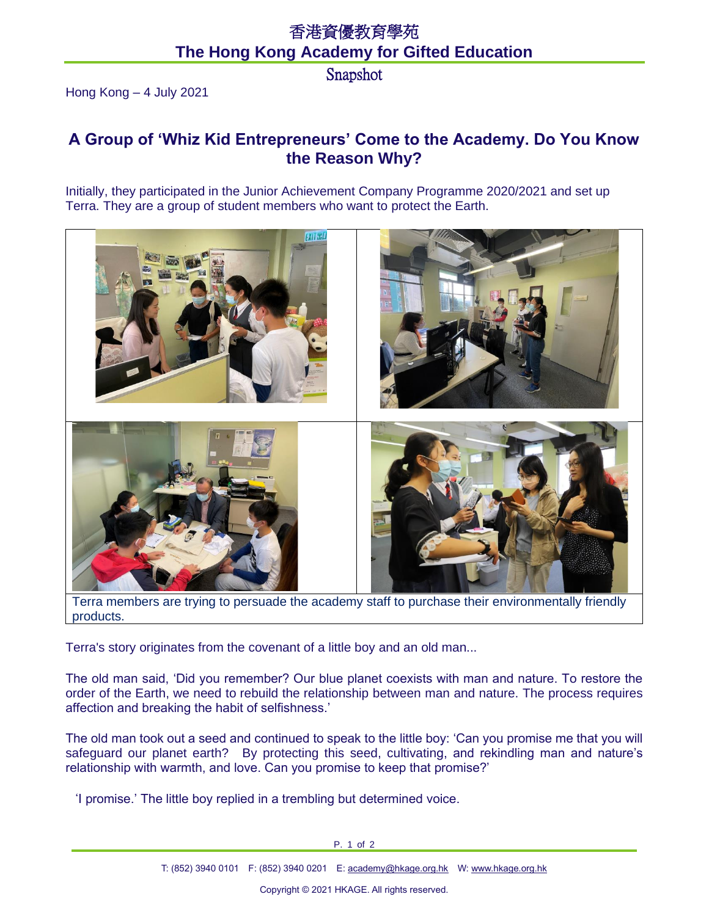香港資優教育學苑

**The Hong Kong Academy for Gifted Education**

Snapshot

Hong Kong – 4 July 2021

## A Group of 'Whiz Kid Entrepreneurs' Come to the Academy. Do You Know the Reason Why?

Initially, they participated in the Junior Achievement Company Programme 2020/2021 and set up Terra. They are a group of student members who want to protect the Earth.

Terra members are trying to persuade the academy staff to purchase their environmentally friendly products.

Terra's story originates from the covenant of a little boy and an old man...

The old man said, 'Did you remember? Our blue planet coexists with man and nature. To restore the order of the Earth, we need to rebuild the relationship between man and nature. The process requires affection and breaking the habit of selfishness.'

The old man took out a seed and continued to speak to the little boy: 'Can you promise me that you will safeguard our planet earth? By protecting this seed, cultivating, and rekindling man and nature's relationship with warmth, and love. Can you promise to keep that promise?'

'I promise.' The little boy replied in a trembling but determined voice.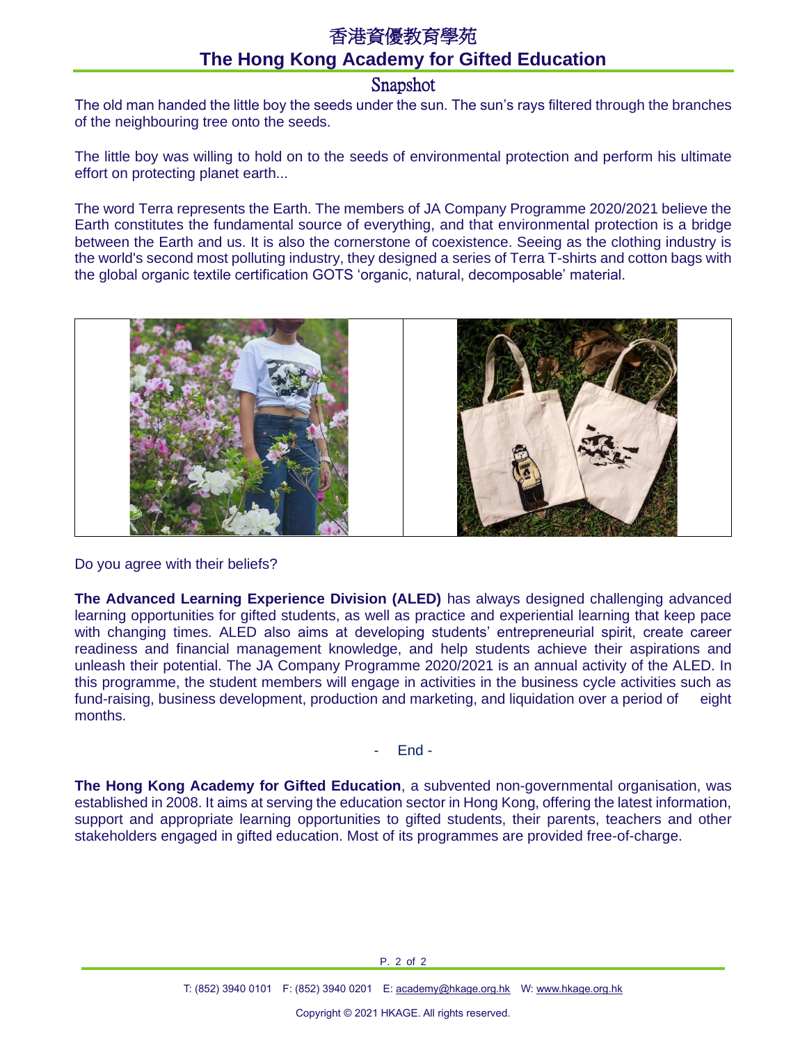## Snapshot

The old man handed the little boy the seeds under the sun. The sun's rays filtered through the branches of the neighbouring tree onto the seeds.

The little boy was willing to hold on to the seeds of environmental protection and perform his ultimate effort on protecting planet earth...

The word Terra represents the Earth. The members of JA Company Programme 2020/2021 believe the Earth constitutes the fundamental source of everything, and that environmental protection is a bridge between the Earth and us. It is also the cornerstone of coexistence. Seeing as the clothing industry is the world's second most polluting industry, they designed a series of Terra T-shirts and cotton bags with the global organic textile certification GOTS 'organic, natural, decomposable' material.

Do you agree with their beliefs?

**The Advanced Learning Experience Division (ALED)** has always designed challenging advanced learning opportunities for gifted students, as well as practice and experiential learning that keep pace with changing times. ALED also aims at developing students' entrepreneurial spirit, create career readiness and financial management knowledge, and help students achieve their aspirations and unleash their potential. The JA Company Programme 2020/2021 is an annual activity of the ALED. In this programme, the student members will engage in activities in the business cycle activities such as fund-raising, business development, production and marketing, and liquidation over a period of eight months.

- End -

**The Hong Kong Academy for Gifted Education**, a subvented non-governmental organisation, was established in 2008. It aims at serving the education sector in Hong Kong, offering the latest information, support and appropriate learning opportunities to gifted students, their parents, teachers and other stakeholders engaged in gifted education. Most of its programmes are provided free-of-charge.